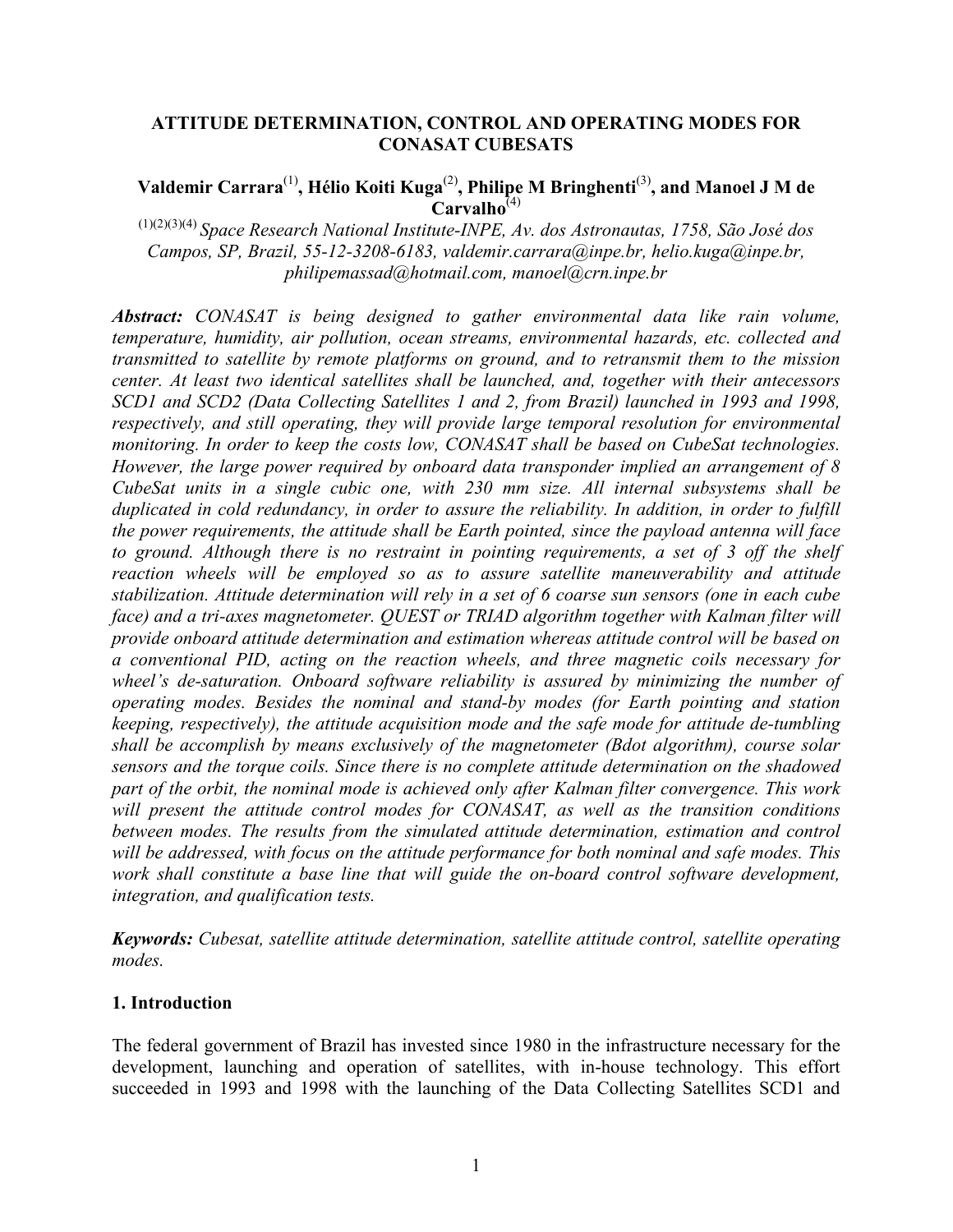# ATTITUDE DETERMINATION, CONTROL AND OPERATING MODES FOR CONASAT CUBESATS

**Valdemir Carrara**[1]**, Hélio Koiti Kuga**[2]**, Philipe M Bringhenti**[3]**, and Manoel J M de Carvalho**[4]

[1][2][3][4] *Space Research National Institute-INPE, Av. dos Astronautas, 1758, São José dos Campos, SP, Brazil, 55-12-3208-6183, valdemir.carrara@inpe.br, helio.kuga@inpe.br, philipemassad@hotmail.com, manoel@crn.inpe.br*

***Abstract:*** *CONASAT is being designed to gather environmental data like rain volume, temperature, humidity, air pollution, ocean streams, environmental hazards, etc. collected and transmitted to satellite by remote platforms on ground, and to retransmit them to the mission center. At least two identical satellites shall be launched, and, together with their antecessors SCD1 and SCD2 (Data Collecting Satellites 1 and 2, from Brazil) launched in 1993 and 1998, respectively, and still operating, they will provide large temporal resolution for environmental monitoring. In order to keep the costs low, CONASAT shall be based on CubeSat technologies. However, the large power required by onboard data transponder implied an arrangement of 8 CubeSat units in a single cubic one, with 230 mm size. All internal subsystems shall be duplicated in cold redundancy, in order to assure the reliability. In addition, in order to fulfill the power requirements, the attitude shall be Earth pointed, since the payload antenna will face to ground. Although there is no restraint in pointing requirements, a set of 3 off the shelf reaction wheels will be employed so as to assure satellite maneuverability and attitude stabilization. Attitude determination will rely in a set of 6 coarse sun sensors (one in each cube face) and a tri-axes magnetometer. QUEST or TRIAD algorithm together with Kalman filter will provide onboard attitude determination and estimation whereas attitude control will be based on a conventional PID, acting on the reaction wheels, and three magnetic coils necessary for wheel's de-saturation. Onboard software reliability is assured by minimizing the number of operating modes. Besides the nominal and stand-by modes (for Earth pointing and station keeping, respectively), the attitude acquisition mode and the safe mode for attitude de-tumbling shall be accomplish by means exclusively of the magnetometer (Bdot algorithm), course solar sensors and the torque coils. Since there is no complete attitude determination on the shadowed part of the orbit, the nominal mode is achieved only after Kalman filter convergence. This work will present the attitude control modes for CONASAT, as well as the transition conditions between modes. The results from the simulated attitude determination, estimation and control will be addressed, with focus on the attitude performance for both nominal and safe modes. This work shall constitute a base line that will guide the on-board control software development, integration, and qualification tests.*

***Keywords:*** *Cubesat, satellite attitude determination, satellite attitude control, satellite operating modes.*

## 1. Introduction

The federal government of Brazil has invested since 1980 in the infrastructure necessary for the development, launching and operation of satellites, with in-house technology. This effort succeeded in 1993 and 1998 with the launching of the Data Collecting Satellites SCD1 and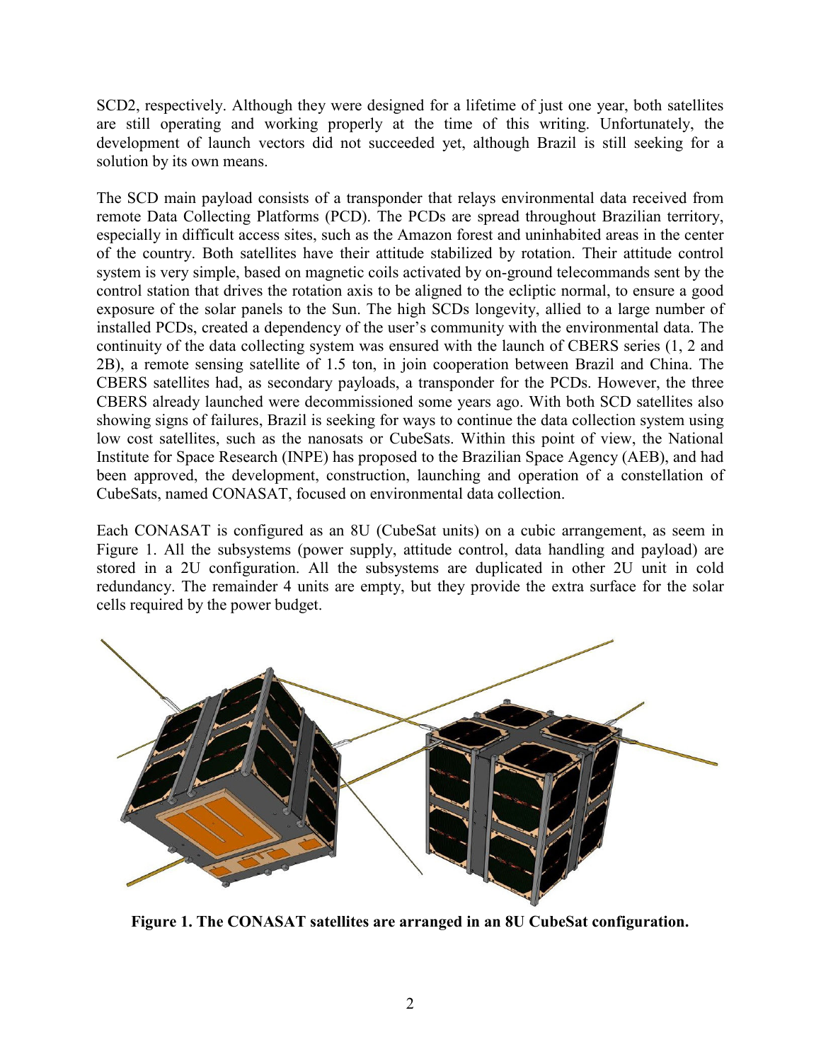SCD2, respectively. Although they were designed for a lifetime of just one year, both satellites are still operating and working properly at the time of this writing. Unfortunately, the development of launch vectors did not succeeded yet, although Brazil is still seeking for a solution by its own means.

The SCD main payload consists of a transponder that relays environmental data received from remote Data Collecting Platforms (PCD). The PCDs are spread throughout Brazilian territory, especially in difficult access sites, such as the Amazon forest and uninhabited areas in the center of the country. Both satellites have their attitude stabilized by rotation. Their attitude control system is very simple, based on magnetic coils activated by on-ground telecommands sent by the control station that drives the rotation axis to be aligned to the ecliptic normal, to ensure a good exposure of the solar panels to the Sun. The high SCDs longevity, allied to a large number of installed PCDs, created a dependency of the user's community with the environmental data. The continuity of the data collecting system was ensured with the launch of CBERS series (1, 2 and 2B), a remote sensing satellite of 1.5 ton, in join cooperation between Brazil and China. The CBERS satellites had, as secondary payloads, a transponder for the PCDs. However, the three CBERS already launched were decommissioned some years ago. With both SCD satellites also showing signs of failures, Brazil is seeking for ways to continue the data collection system using low cost satellites, such as the nanosats or CubeSats. Within this point of view, the National Institute for Space Research (INPE) has proposed to the Brazilian Space Agency (AEB), and had been approved, the development, construction, launching and operation of a constellation of CubeSats, named CONASAT, focused on environmental data collection.

Each CONASAT is configured as an 8U (CubeSat units) on a cubic arrangement, as seem in Figure 1. All the subsystems (power supply, attitude control, data handling and payload) are stored in a 2U configuration. All the subsystems are duplicated in other 2U unit in cold redundancy. The remainder 4 units are empty, but they provide the extra surface for the solar cells required by the power budget.

**Figure 1. The CONASAT satellites are arranged in an 8U CubeSat configuration.**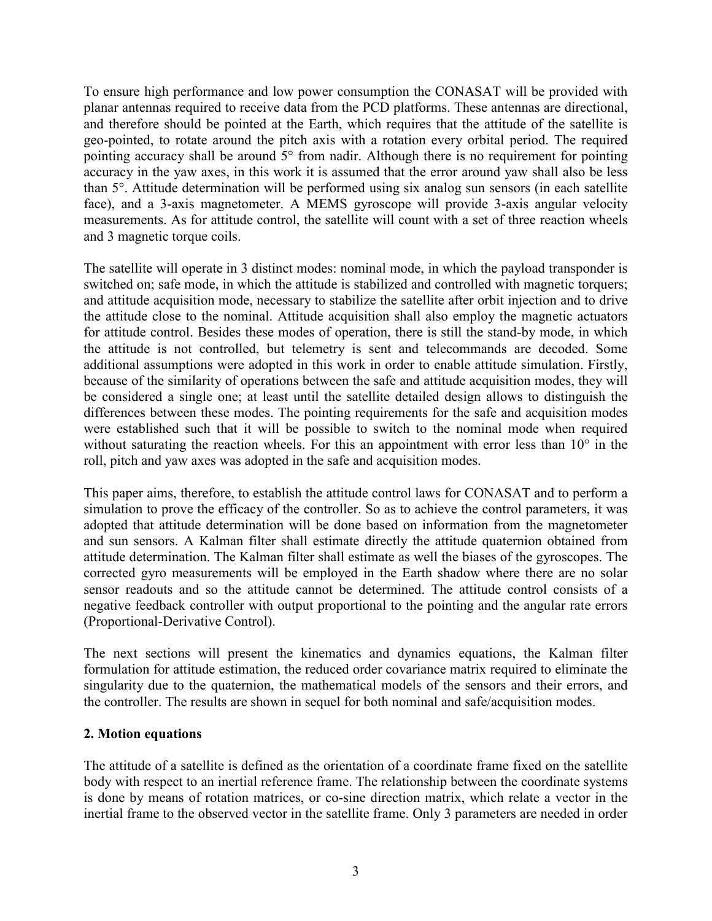To ensure high performance and low power consumption the CONASAT will be provided with planar antennas required to receive data from the PCD platforms. These antennas are directional, and therefore should be pointed at the Earth, which requires that the attitude of the satellite is geo-pointed, to rotate around the pitch axis with a rotation every orbital period. The required pointing accuracy shall be around 5° from nadir. Although there is no requirement for pointing accuracy in the yaw axes, in this work it is assumed that the error around yaw shall also be less than 5°. Attitude determination will be performed using six analog sun sensors (in each satellite face), and a 3-axis magnetometer. A MEMS gyroscope will provide 3-axis angular velocity measurements. As for attitude control, the satellite will count with a set of three reaction wheels and 3 magnetic torque coils.

The satellite will operate in 3 distinct modes: nominal mode, in which the payload transponder is switched on; safe mode, in which the attitude is stabilized and controlled with magnetic torquers; and attitude acquisition mode, necessary to stabilize the satellite after orbit injection and to drive the attitude close to the nominal. Attitude acquisition shall also employ the magnetic actuators for attitude control. Besides these modes of operation, there is still the stand-by mode, in which the attitude is not controlled, but telemetry is sent and telecommands are decoded. Some additional assumptions were adopted in this work in order to enable attitude simulation. Firstly, because of the similarity of operations between the safe and attitude acquisition modes, they will be considered a single one; at least until the satellite detailed design allows to distinguish the differences between these modes. The pointing requirements for the safe and acquisition modes were established such that it will be possible to switch to the nominal mode when required without saturating the reaction wheels. For this an appointment with error less than 10° in the roll, pitch and yaw axes was adopted in the safe and acquisition modes.

This paper aims, therefore, to establish the attitude control laws for CONASAT and to perform a simulation to prove the efficacy of the controller. So as to achieve the control parameters, it was adopted that attitude determination will be done based on information from the magnetometer and sun sensors. A Kalman filter shall estimate directly the attitude quaternion obtained from attitude determination. The Kalman filter shall estimate as well the biases of the gyroscopes. The corrected gyro measurements will be employed in the Earth shadow where there are no solar sensor readouts and so the attitude cannot be determined. The attitude control consists of a negative feedback controller with output proportional to the pointing and the angular rate errors (Proportional-Derivative Control).

The next sections will present the kinematics and dynamics equations, the Kalman filter formulation for attitude estimation, the reduced order covariance matrix required to eliminate the singularity due to the quaternion, the mathematical models of the sensors and their errors, and the controller. The results are shown in sequel for both nominal and safe/acquisition modes.

## 2. Motion equations

The attitude of a satellite is defined as the orientation of a coordinate frame fixed on the satellite body with respect to an inertial reference frame. The relationship between the coordinate systems is done by means of rotation matrices, or co-sine direction matrix, which relate a vector in the inertial frame to the observed vector in the satellite frame. Only 3 parameters are needed in order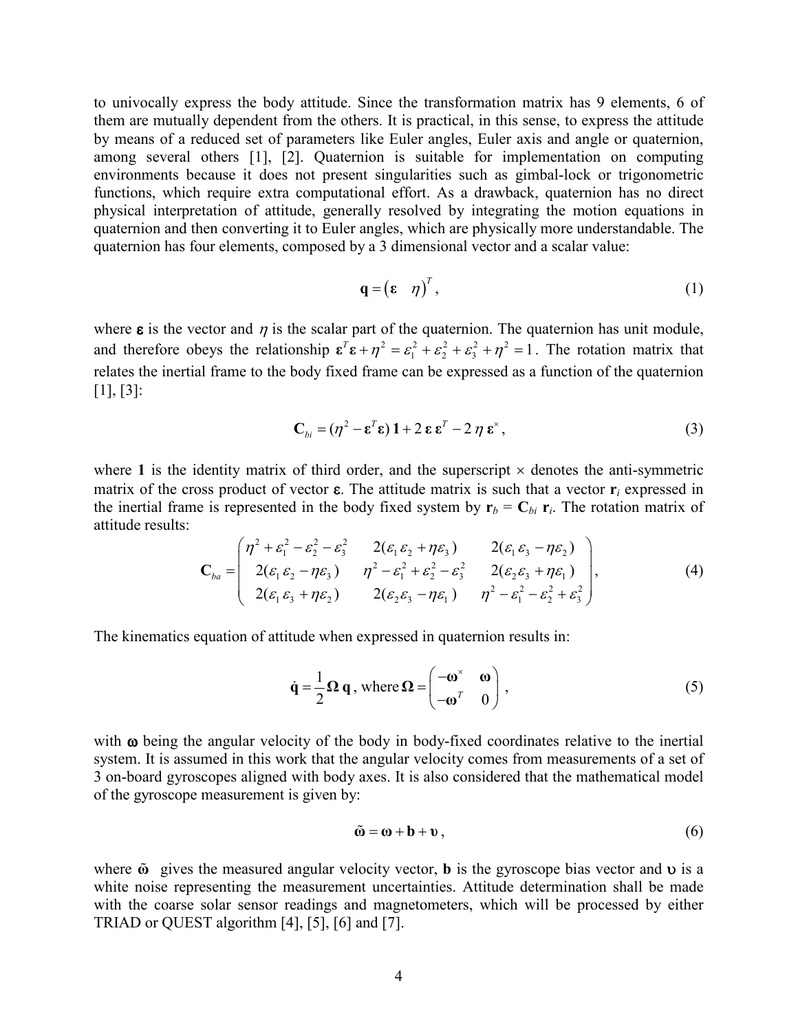to univocally express the body attitude. Since the transformation matrix has 9 elements, 6 of them are mutually dependent from the others. It is practical, in this sense, to express the attitude by means of a reduced set of parameters like Euler angles, Euler axis and angle or quaternion, among several others [1], [2]. Quaternion is suitable for implementation on computing environments because it does not present singularities such as gimbal-lock or trigonometric functions, which require extra computational effort. As a drawback, quaternion has no direct physical interpretation of attitude, generally resolved by integrating the motion equations in quaternion and then converting it to Euler angles, which are physically more understandable. The quaternion has four elements, composed by a 3 dimensional vector and a scalar value:

$$\mathbf{q} = \begin{pmatrix} \boldsymbol{\varepsilon} & \eta \end{pmatrix}^T, \tag{1}$$

where $\boldsymbol{\varepsilon}$ is the vector and $\eta$ is the scalar part of the quaternion. The quaternion has unit module, and therefore obeys the relationship $\boldsymbol{\varepsilon}^T \boldsymbol{\varepsilon} + \eta^2 = \varepsilon_1^2 + \varepsilon_2^2 + \varepsilon_3^2 + \eta^2 = 1$. The rotation matrix that relates the inertial frame to the body fixed frame can be expressed as a function of the quaternion [1], [3]:

$$\mathbf{C}_{bi} = (\eta^2 - \boldsymbol{\varepsilon}^T \boldsymbol{\varepsilon})\, \mathbf{1} + 2\, \boldsymbol{\varepsilon}\, \boldsymbol{\varepsilon}^T - 2\, \eta\, \boldsymbol{\varepsilon}^{\times}, \tag{3}$$

where $\mathbf{1}$ is the identity matrix of third order, and the superscript $\times$ denotes the anti-symmetric matrix of the cross product of vector $\boldsymbol{\varepsilon}$. The attitude matrix is such that a vector $\mathbf{r}_i$ expressed in the inertial frame is represented in the body fixed system by $\mathbf{r}_b = \mathbf{C}_{bi}\, \mathbf{r}_i$. The rotation matrix of attitude results:

$$\mathbf{C}_{ba} = \begin{pmatrix} \eta^2 + \varepsilon_1^2 - \varepsilon_2^2 - \varepsilon_3^2 & 2(\varepsilon_1 \varepsilon_2 + \eta \varepsilon_3) & 2(\varepsilon_1 \varepsilon_3 - \eta \varepsilon_2) \\ 2(\varepsilon_1 \varepsilon_2 - \eta \varepsilon_3) & \eta^2 - \varepsilon_1^2 + \varepsilon_2^2 - \varepsilon_3^2 & 2(\varepsilon_2 \varepsilon_3 + \eta \varepsilon_1) \\ 2(\varepsilon_1 \varepsilon_3 + \eta \varepsilon_2) & 2(\varepsilon_2 \varepsilon_3 - \eta \varepsilon_1) & \eta^2 - \varepsilon_1^2 - \varepsilon_2^2 + \varepsilon_3^2 \end{pmatrix}, \tag{4}$$

The kinematics equation of attitude when expressed in quaternion results in:

$$\dot{\mathbf{q}} = \frac{1}{2} \boldsymbol{\Omega}\, \mathbf{q}, \text{ where } \boldsymbol{\Omega} = \begin{pmatrix} -\boldsymbol{\omega}^{\times} & \boldsymbol{\omega} \\ -\boldsymbol{\omega}^T & 0 \end{pmatrix}, \tag{5}$$

with $\boldsymbol{\omega}$ being the angular velocity of the body in body-fixed coordinates relative to the inertial system. It is assumed in this work that the angular velocity comes from measurements of a set of 3 on-board gyroscopes aligned with body axes. It is also considered that the mathematical model of the gyroscope measurement is given by:

$$\tilde{\boldsymbol{\omega}} = \boldsymbol{\omega} + \mathbf{b} + \boldsymbol{\upsilon}, \tag{6}$$

where $\tilde{\boldsymbol{\omega}}$ gives the measured angular velocity vector, $\mathbf{b}$ is the gyroscope bias vector and $\boldsymbol{\upsilon}$ is a white noise representing the measurement uncertainties. Attitude determination shall be made with the coarse solar sensor readings and magnetometers, which will be processed by either TRIAD or QUEST algorithm [4], [5], [6] and [7].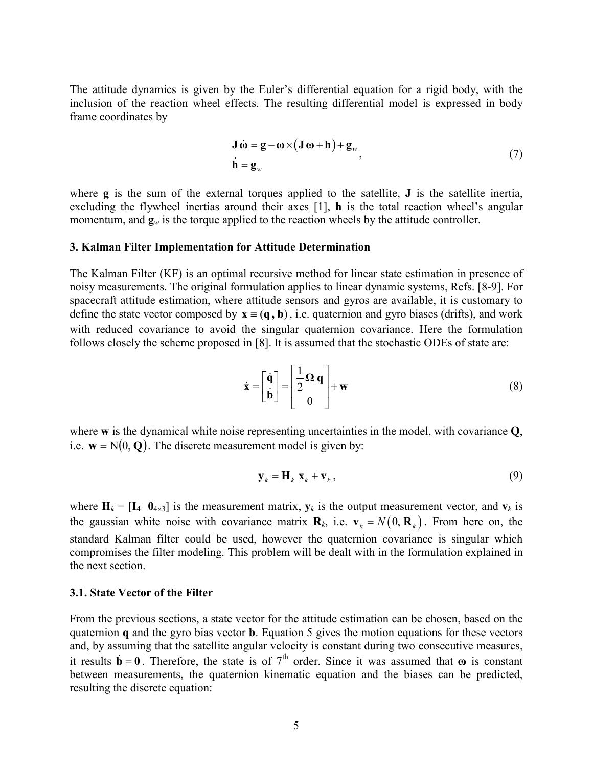The attitude dynamics is given by the Euler's differential equation for a rigid body, with the inclusion of the reaction wheel effects. The resulting differential model is expressed in body frame coordinates by

$$
\begin{aligned}
\mathbf{J}\,\dot{\boldsymbol{\omega}} &= \mathbf{g} - \boldsymbol{\omega} \times \left(\mathbf{J}\,\boldsymbol{\omega} + \mathbf{h}\right) + \mathbf{g}_w \\
\dot{\mathbf{h}} &= \mathbf{g}_w
\end{aligned}
, \tag{7}
$$

where $\mathbf{g}$ is the sum of the external torques applied to the satellite, $\mathbf{J}$ is the satellite inertia, excluding the flywheel inertias around their axes [1], $\mathbf{h}$ is the total reaction wheel's angular momentum, and $\mathbf{g}_w$ is the torque applied to the reaction wheels by the attitude controller.

### 3. Kalman Filter Implementation for Attitude Determination

The Kalman Filter (KF) is an optimal recursive method for linear state estimation in presence of noisy measurements. The original formulation applies to linear dynamic systems, Refs. [8-9]. For spacecraft attitude estimation, where attitude sensors and gyros are available, it is customary to define the state vector composed by $\mathbf{x} \equiv (\mathbf{q}\,, \mathbf{b})$, i.e. quaternion and gyro biases (drifts), and work with reduced covariance to avoid the singular quaternion covariance. Here the formulation follows closely the scheme proposed in [8]. It is assumed that the stochastic ODEs of state are:

$$
\dot{\mathbf{x}} = \begin{bmatrix} \dot{\mathbf{q}} \\ \dot{\mathbf{b}} \end{bmatrix} = \begin{bmatrix} \dfrac{1}{2}\boldsymbol{\Omega}\,\mathbf{q} \\ 0 \end{bmatrix} + \mathbf{w} \tag{8}
$$

where $\mathbf{w}$ is the dynamical white noise representing uncertainties in the model, with covariance $\mathbf{Q}$, i.e. $\mathbf{w} = \mathrm{N}(0, \mathbf{Q})$. The discrete measurement model is given by:

$$
\mathbf{y}_k = \mathbf{H}_k\ \mathbf{x}_k + \mathbf{v}_k\,, \tag{9}
$$

where $\mathbf{H}_k = [\mathbf{I}_4\ \ \mathbf{0}_{4\times 3}]$ is the measurement matrix, $\mathbf{y}_k$ is the output measurement vector, and $\mathbf{v}_k$ is the gaussian white noise with covariance matrix $\mathbf{R}_k$, i.e. $\mathbf{v}_k = N\left(0, \mathbf{R}_k\right)$. From here on, the standard Kalman filter could be used, however the quaternion covariance is singular which compromises the filter modeling. This problem will be dealt with in the formulation explained in the next section.

#### 3.1. State Vector of the Filter

From the previous sections, a state vector for the attitude estimation can be chosen, based on the quaternion $\mathbf{q}$ and the gyro bias vector $\mathbf{b}$. Equation 5 gives the motion equations for these vectors and, by assuming that the satellite angular velocity is constant during two consecutive measures, it results $\dot{\mathbf{b}} = \mathbf{0}$. Therefore, the state is of 7th order. Since it was assumed that $\boldsymbol{\omega}$ is constant between measurements, the quaternion kinematic equation and the biases can be predicted, resulting the discrete equation: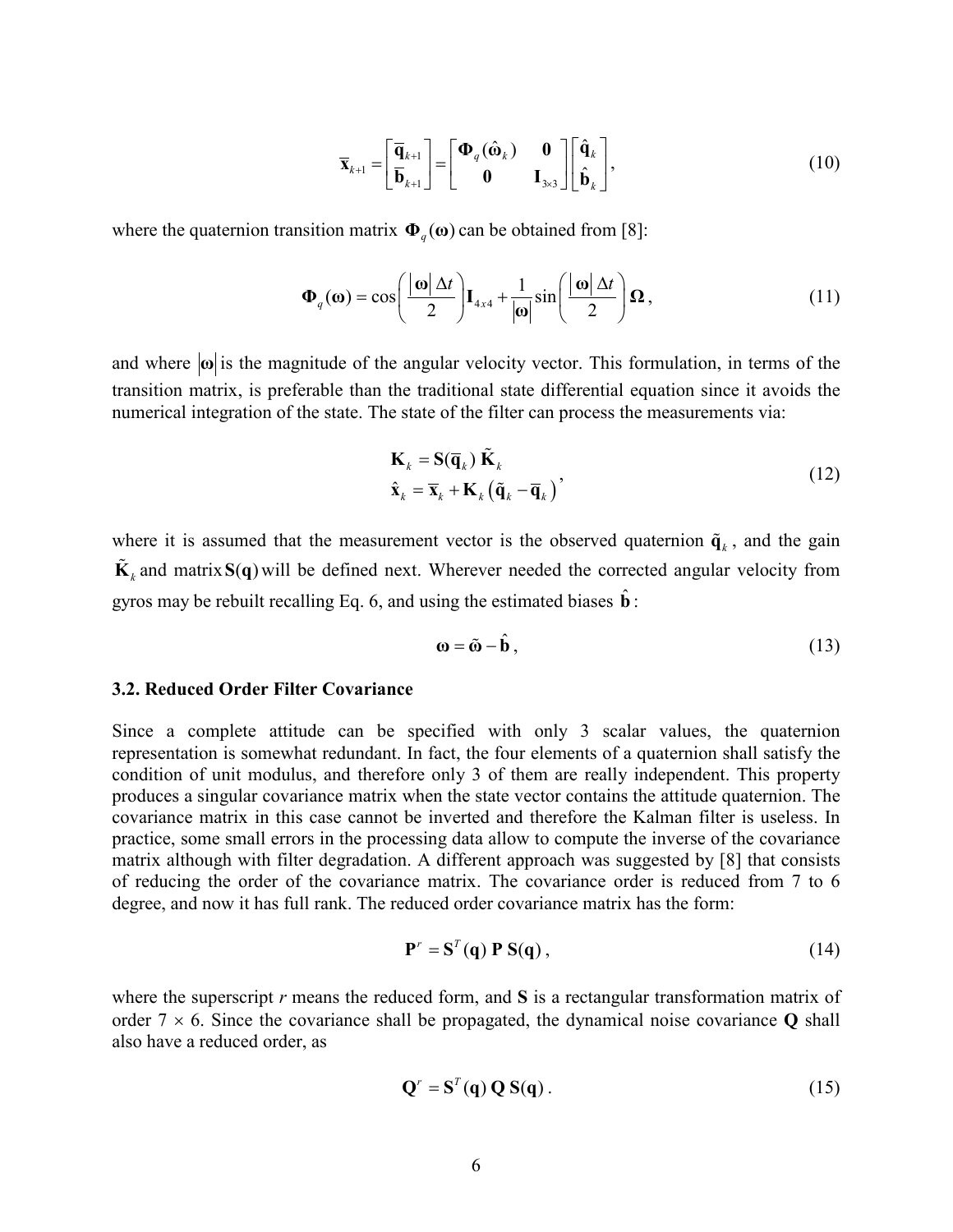$$\bar{\mathbf{x}}_{k+1} = \begin{bmatrix} \bar{\mathbf{q}}_{k+1} \\ \bar{\mathbf{b}}_{k+1} \end{bmatrix} = \begin{bmatrix} \mathbf{\Phi}_q(\hat{\boldsymbol{\omega}}_k) & \mathbf{0} \\ \mathbf{0} & \mathbf{I}_{3\times 3} \end{bmatrix} \begin{bmatrix} \hat{\mathbf{q}}_k \\ \hat{\mathbf{b}}_k \end{bmatrix}, \tag{10}$$

where the quaternion transition matrix $\mathbf{\Phi}_q(\boldsymbol{\omega})$ can be obtained from [8]:

$$\mathbf{\Phi}_q(\boldsymbol{\omega}) = \cos\left(\frac{|\boldsymbol{\omega}|\,\Delta t}{2}\right)\mathbf{I}_{4x4} + \frac{1}{|\boldsymbol{\omega}|}\sin\left(\frac{|\boldsymbol{\omega}|\,\Delta t}{2}\right)\mathbf{\Omega}, \tag{11}$$

and where $|\boldsymbol{\omega}|$ is the magnitude of the angular velocity vector. This formulation, in terms of the transition matrix, is preferable than the traditional state differential equation since it avoids the numerical integration of the state. The state of the filter can process the measurements via:

$$\begin{aligned} \mathbf{K}_k &= \mathbf{S}(\bar{\mathbf{q}}_k)\,\tilde{\mathbf{K}}_k \\ \hat{\mathbf{x}}_k &= \bar{\mathbf{x}}_k + \mathbf{K}_k\left(\tilde{\mathbf{q}}_k - \bar{\mathbf{q}}_k\right) \end{aligned}, \tag{12}$$

where it is assumed that the measurement vector is the observed quaternion $\tilde{\mathbf{q}}_k$, and the gain $\tilde{\mathbf{K}}_k$ and matrix $\mathbf{S}(\mathbf{q})$ will be defined next. Wherever needed the corrected angular velocity from gyros may be rebuilt recalling Eq. 6, and using the estimated biases $\hat{\mathbf{b}}$:

$$\boldsymbol{\omega} = \tilde{\boldsymbol{\omega}} - \hat{\mathbf{b}}, \tag{13}$$

### 3.2. Reduced Order Filter Covariance

Since a complete attitude can be specified with only 3 scalar values, the quaternion representation is somewhat redundant. In fact, the four elements of a quaternion shall satisfy the condition of unit modulus, and therefore only 3 of them are really independent. This property produces a singular covariance matrix when the state vector contains the attitude quaternion. The covariance matrix in this case cannot be inverted and therefore the Kalman filter is useless. In practice, some small errors in the processing data allow to compute the inverse of the covariance matrix although with filter degradation. A different approach was suggested by [8] that consists of reducing the order of the covariance matrix. The covariance order is reduced from 7 to 6 degree, and now it has full rank. The reduced order covariance matrix has the form:

$$\mathbf{P}^r = \mathbf{S}^T(\mathbf{q})\,\mathbf{P}\,\mathbf{S}(\mathbf{q}), \tag{14}$$

where the superscript *r* means the reduced form, and **S** is a rectangular transformation matrix of order 7 × 6. Since the covariance shall be propagated, the dynamical noise covariance **Q** shall also have a reduced order, as

$$\mathbf{Q}^r = \mathbf{S}^T(\mathbf{q})\,\mathbf{Q}\,\mathbf{S}(\mathbf{q}). \tag{15}$$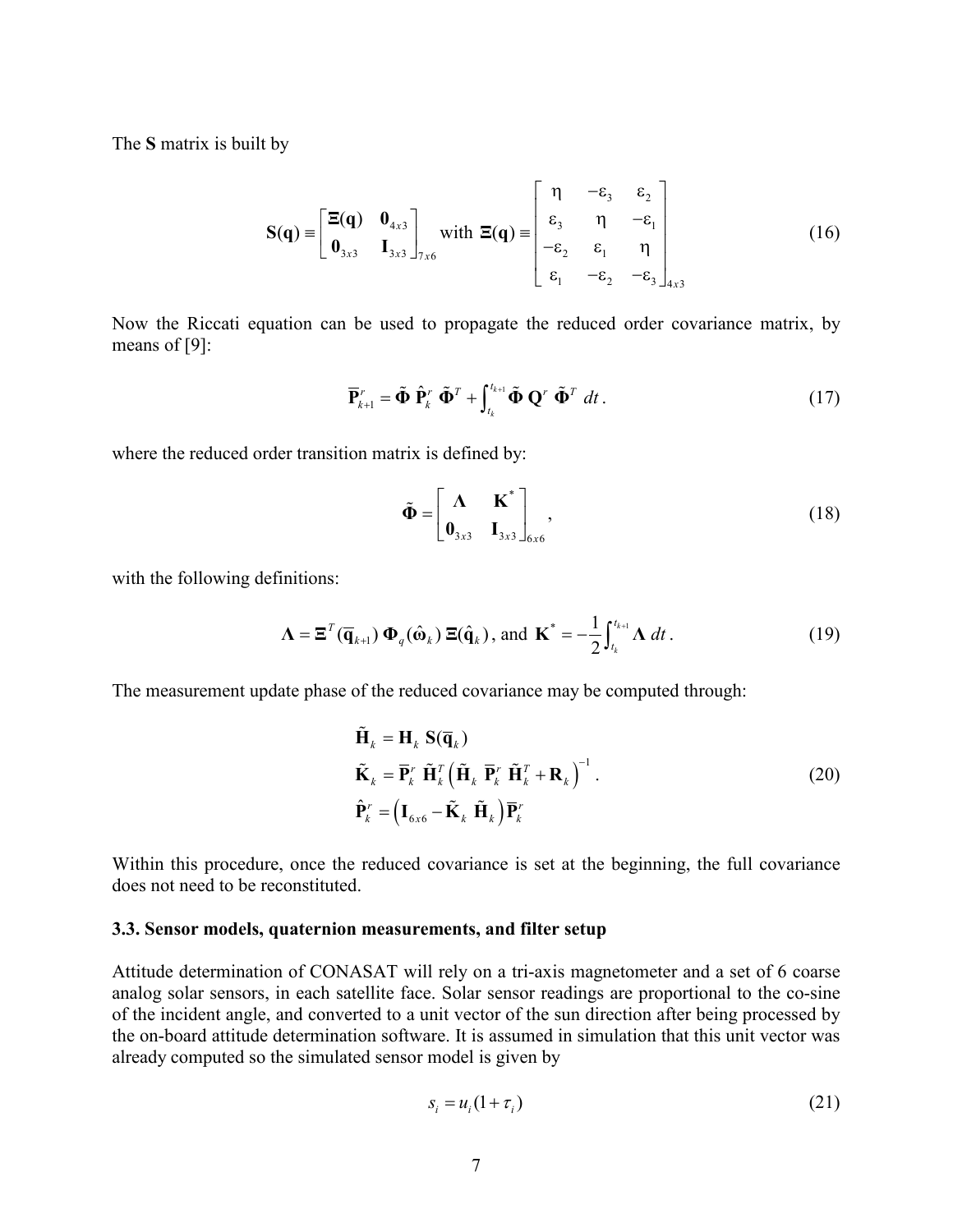The **S** matrix is built by

$$\mathbf{S}(\mathbf{q}) \equiv \begin{bmatrix} \boldsymbol{\Xi}(\mathbf{q}) & \mathbf{0}_{4x3} \\ \mathbf{0}_{3x3} & \mathbf{I}_{3x3} \end{bmatrix}_{7x6} \text{ with } \boldsymbol{\Xi}(\mathbf{q}) \equiv \begin{bmatrix} \eta & -\varepsilon_3 & \varepsilon_2 \\ \varepsilon_3 & \eta & -\varepsilon_1 \\ -\varepsilon_2 & \varepsilon_1 & \eta \\ \varepsilon_1 & -\varepsilon_2 & -\varepsilon_3 \end{bmatrix}_{4x3} \tag{16}$$

Now the Riccati equation can be used to propagate the reduced order covariance matrix, by means of [9]:

$$\overline{\mathbf{P}}_{k+1}^r = \tilde{\boldsymbol{\Phi}}\, \hat{\mathbf{P}}_k^r\, \tilde{\boldsymbol{\Phi}}^T + \int_{t_k}^{t_{k+1}} \tilde{\boldsymbol{\Phi}}\, \mathbf{Q}^r\, \tilde{\boldsymbol{\Phi}}^T\, dt\,. \tag{17}$$

where the reduced order transition matrix is defined by:

$$\tilde{\boldsymbol{\Phi}} = \begin{bmatrix} \boldsymbol{\Lambda} & \mathbf{K}^* \\ \mathbf{0}_{3x3} & \mathbf{I}_{3x3} \end{bmatrix}_{6x6}, \tag{18}$$

with the following definitions:

$$\boldsymbol{\Lambda} = \boldsymbol{\Xi}^T(\overline{\mathbf{q}}_{k+1})\, \boldsymbol{\Phi}_q(\hat{\boldsymbol{\omega}}_k)\, \boldsymbol{\Xi}(\hat{\mathbf{q}}_k)\text{, and } \mathbf{K}^* = -\frac{1}{2}\int_{t_k}^{t_{k+1}} \boldsymbol{\Lambda}\, dt\,. \tag{19}$$

The measurement update phase of the reduced covariance may be computed through:

$$\begin{aligned} \tilde{\mathbf{H}}_k &= \mathbf{H}_k\, \mathbf{S}(\overline{\mathbf{q}}_k) \\ \tilde{\mathbf{K}}_k &= \overline{\mathbf{P}}_k^r\, \tilde{\mathbf{H}}_k^T \left( \tilde{\mathbf{H}}_k\, \overline{\mathbf{P}}_k^r\, \tilde{\mathbf{H}}_k^T + \mathbf{R}_k \right)^{-1} \\ \hat{\mathbf{P}}_k^r &= \left( \mathbf{I}_{6x6} - \tilde{\mathbf{K}}_k\, \tilde{\mathbf{H}}_k \right) \overline{\mathbf{P}}_k^r \end{aligned} \tag{20}$$

Within this procedure, once the reduced covariance is set at the beginning, the full covariance does not need to be reconstituted.

### 3.3. Sensor models, quaternion measurements, and filter setup

Attitude determination of CONASAT will rely on a tri-axis magnetometer and a set of 6 coarse analog solar sensors, in each satellite face. Solar sensor readings are proportional to the co-sine of the incident angle, and converted to a unit vector of the sun direction after being processed by the on-board attitude determination software. It is assumed in simulation that this unit vector was already computed so the simulated sensor model is given by

$$s_i = u_i(1+\tau_i) \tag{21}$$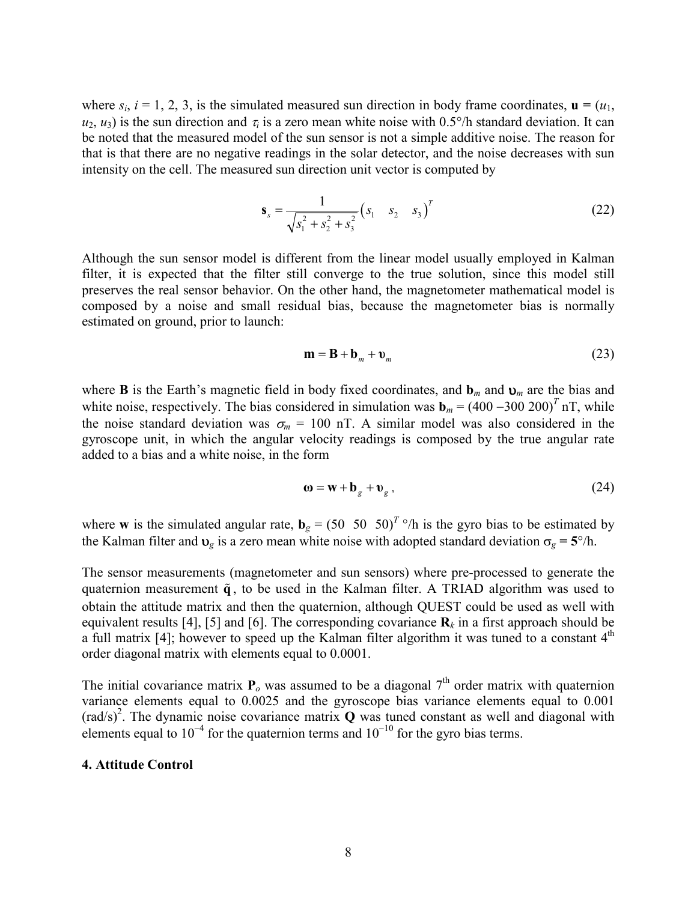where $s_i$, $i = 1, 2, 3$, is the simulated measured sun direction in body frame coordinates, $\mathbf{u} = (u_1, u_2, u_3)$ is the sun direction and $\tau_i$ is a zero mean white noise with 0.5°/h standard deviation. It can be noted that the measured model of the sun sensor is not a simple additive noise. The reason for that is that there are no negative readings in the solar detector, and the noise decreases with sun intensity on the cell. The measured sun direction unit vector is computed by

$$\mathbf{s}_s = \frac{1}{\sqrt{s_1^2 + s_2^2 + s_3^2}} \begin{pmatrix} s_1 & s_2 & s_3 \end{pmatrix}^T \tag{22}$$

Although the sun sensor model is different from the linear model usually employed in Kalman filter, it is expected that the filter still converge to the true solution, since this model still preserves the real sensor behavior. On the other hand, the magnetometer mathematical model is composed by a noise and small residual bias, because the magnetometer bias is normally estimated on ground, prior to launch:

$$\mathbf{m} = \mathbf{B} + \mathbf{b}_m + \boldsymbol{\upsilon}_m \tag{23}$$

where $\mathbf{B}$ is the Earth's magnetic field in body fixed coordinates, and $\mathbf{b}_m$ and $\boldsymbol{\upsilon}_m$ are the bias and white noise, respectively. The bias considered in simulation was $\mathbf{b}_m = (400\ -300\ 200)^T$ nT, while the noise standard deviation was $\sigma_m$ = 100 nT. A similar model was also considered in the gyroscope unit, in which the angular velocity readings is composed by the true angular rate added to a bias and a white noise, in the form

$$\boldsymbol{\omega} = \mathbf{w} + \mathbf{b}_g + \boldsymbol{\upsilon}_g \,, \tag{24}$$

where $\mathbf{w}$ is the simulated angular rate, $\mathbf{b}_g = (50\ \ 50\ \ 50)^T$ °/h is the gyro bias to be estimated by the Kalman filter and $\boldsymbol{\upsilon}_g$ is a zero mean white noise with adopted standard deviation $\sigma_g$ = **5**°/h.

The sensor measurements (magnetometer and sun sensors) where pre-processed to generate the quaternion measurement $\tilde{\mathbf{q}}$, to be used in the Kalman filter. A TRIAD algorithm was used to obtain the attitude matrix and then the quaternion, although QUEST could be used as well with equivalent results [4], [5] and [6]. The corresponding covariance $\mathbf{R}_k$ in a first approach should be a full matrix [4]; however to speed up the Kalman filter algorithm it was tuned to a constant 4th order diagonal matrix with elements equal to 0.0001.

The initial covariance matrix $\mathbf{P}_o$ was assumed to be a diagonal 7th order matrix with quaternion variance elements equal to 0.0025 and the gyroscope bias variance elements equal to 0.001 $(\text{rad/s})^2$. The dynamic noise covariance matrix $\mathbf{Q}$ was tuned constant as well and diagonal with elements equal to $10^{-4}$ for the quaternion terms and $10^{-10}$ for the gyro bias terms.

#### 4. Attitude Control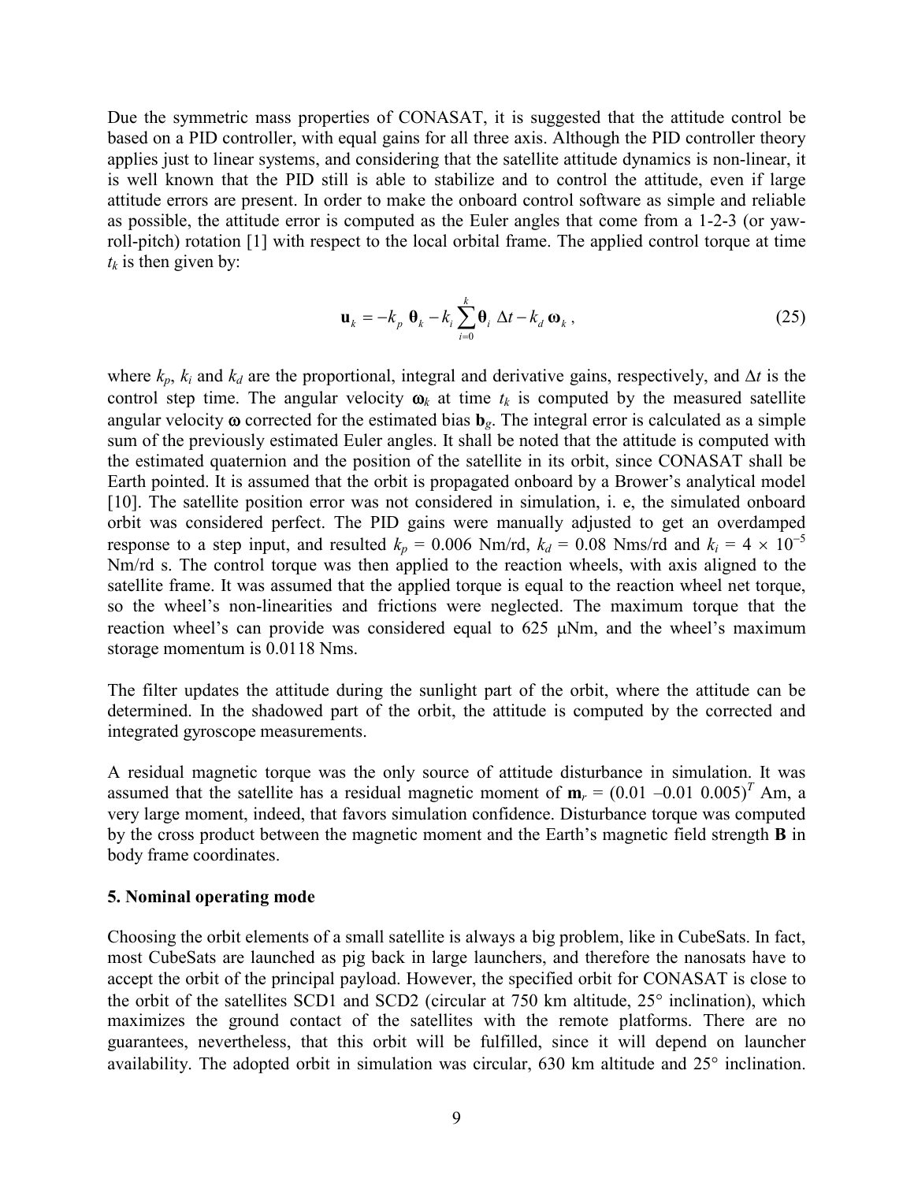Due the symmetric mass properties of CONASAT, it is suggested that the attitude control be based on a PID controller, with equal gains for all three axis. Although the PID controller theory applies just to linear systems, and considering that the satellite attitude dynamics is non-linear, it is well known that the PID still is able to stabilize and to control the attitude, even if large attitude errors are present. In order to make the onboard control software as simple and reliable as possible, the attitude error is computed as the Euler angles that come from a 1-2-3 (or yaw-roll-pitch) rotation [1] with respect to the local orbital frame. The applied control torque at time $t_k$ is then given by:

$$\mathbf{u}_k = -k_p \, \boldsymbol{\theta}_k - k_i \sum_{i=0}^{k} \boldsymbol{\theta}_i \, \Delta t - k_d \, \boldsymbol{\omega}_k \,, \tag{25}$$

where $k_p$, $k_i$ and $k_d$ are the proportional, integral and derivative gains, respectively, and $\Delta t$ is the control step time. The angular velocity $\boldsymbol{\omega}_k$ at time $t_k$ is computed by the measured satellite angular velocity $\boldsymbol{\omega}$ corrected for the estimated bias $\mathbf{b}_g$. The integral error is calculated as a simple sum of the previously estimated Euler angles. It shall be noted that the attitude is computed with the estimated quaternion and the position of the satellite in its orbit, since CONASAT shall be Earth pointed. It is assumed that the orbit is propagated onboard by a Brower's analytical model [10]. The satellite position error was not considered in simulation, i. e, the simulated onboard orbit was considered perfect. The PID gains were manually adjusted to get an overdamped response to a step input, and resulted $k_p$ = 0.006 Nm/rd, $k_d$ = 0.08 Nms/rd and $k_i = 4 \times 10^{-5}$ Nm/rd s. The control torque was then applied to the reaction wheels, with axis aligned to the satellite frame. It was assumed that the applied torque is equal to the reaction wheel net torque, so the wheel's non-linearities and frictions were neglected. The maximum torque that the reaction wheel's can provide was considered equal to 625 μNm, and the wheel's maximum storage momentum is 0.0118 Nms.

The filter updates the attitude during the sunlight part of the orbit, where the attitude can be determined. In the shadowed part of the orbit, the attitude is computed by the corrected and integrated gyroscope measurements.

A residual magnetic torque was the only source of attitude disturbance in simulation. It was assumed that the satellite has a residual magnetic moment of $\mathbf{m}_r = (0.01 \; -0.01 \; 0.005)^T$ Am, a very large moment, indeed, that favors simulation confidence. Disturbance torque was computed by the cross product between the magnetic moment and the Earth's magnetic field strength $\mathbf{B}$ in body frame coordinates.

## 5. Nominal operating mode

Choosing the orbit elements of a small satellite is always a big problem, like in CubeSats. In fact, most CubeSats are launched as pig back in large launchers, and therefore the nanosats have to accept the orbit of the principal payload. However, the specified orbit for CONASAT is close to the orbit of the satellites SCD1 and SCD2 (circular at 750 km altitude, 25° inclination), which maximizes the ground contact of the satellites with the remote platforms. There are no guarantees, nevertheless, that this orbit will be fulfilled, since it will depend on launcher availability. The adopted orbit in simulation was circular, 630 km altitude and 25° inclination.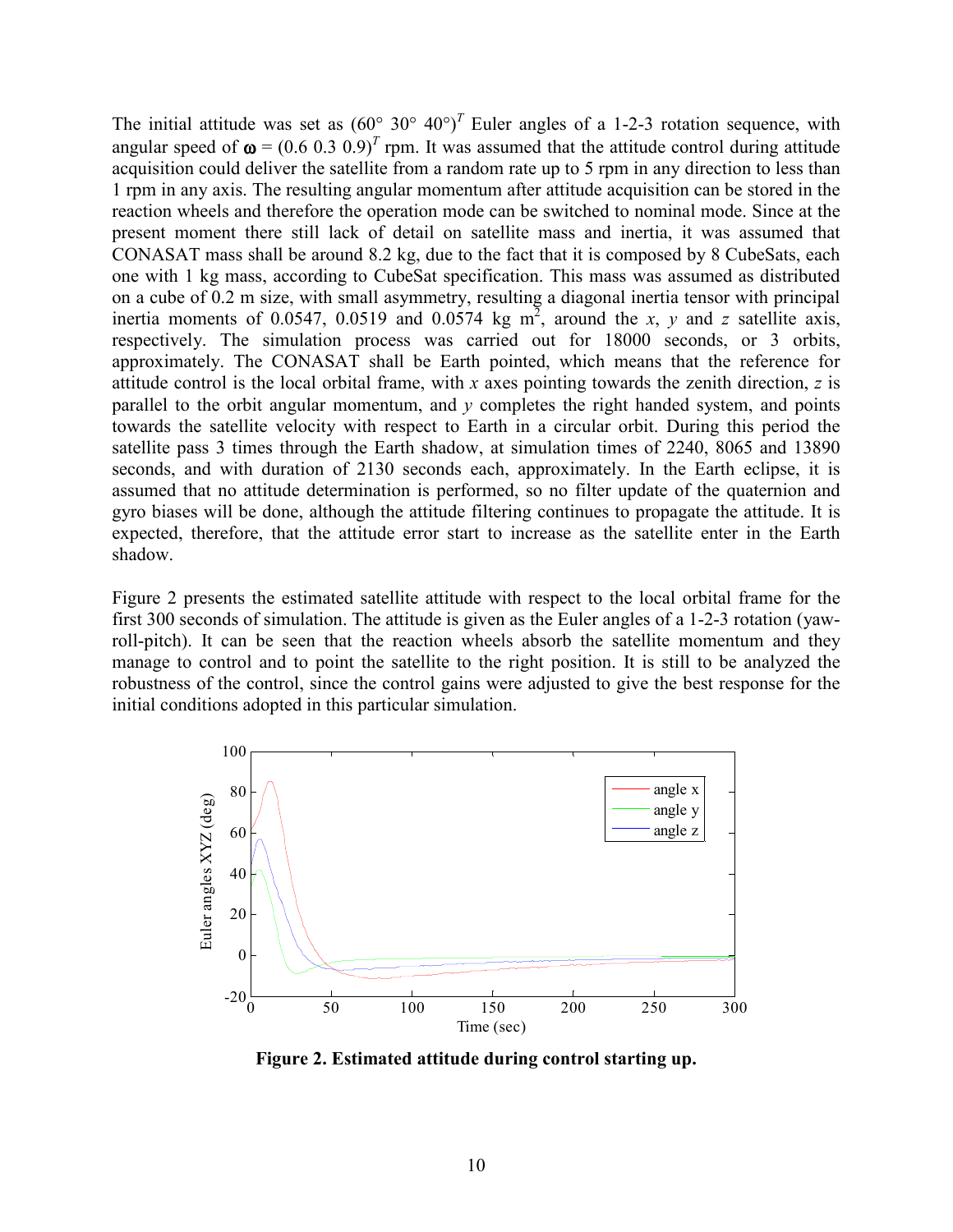The initial attitude was set as $(60° \ 30° \ 40°)^T$ Euler angles of a 1-2-3 rotation sequence, with angular speed of $\boldsymbol{\omega} = (0.6 \ 0.3 \ 0.9)^T$ rpm. It was assumed that the attitude control during attitude acquisition could deliver the satellite from a random rate up to 5 rpm in any direction to less than 1 rpm in any axis. The resulting angular momentum after attitude acquisition can be stored in the reaction wheels and therefore the operation mode can be switched to nominal mode. Since at the present moment there still lack of detail on satellite mass and inertia, it was assumed that CONASAT mass shall be around 8.2 kg, due to the fact that it is composed by 8 CubeSats, each one with 1 kg mass, according to CubeSat specification. This mass was assumed as distributed on a cube of 0.2 m size, with small asymmetry, resulting a diagonal inertia tensor with principal inertia moments of 0.0547, 0.0519 and 0.0574 kg m$^2$, around the *x*, *y* and *z* satellite axis, respectively. The simulation process was carried out for 18000 seconds, or 3 orbits, approximately. The CONASAT shall be Earth pointed, which means that the reference for attitude control is the local orbital frame, with *x* axes pointing towards the zenith direction, *z* is parallel to the orbit angular momentum, and *y* completes the right handed system, and points towards the satellite velocity with respect to Earth in a circular orbit. During this period the satellite pass 3 times through the Earth shadow, at simulation times of 2240, 8065 and 13890 seconds, and with duration of 2130 seconds each, approximately. In the Earth eclipse, it is assumed that no attitude determination is performed, so no filter update of the quaternion and gyro biases will be done, although the attitude filtering continues to propagate the attitude. It is expected, therefore, that the attitude error start to increase as the satellite enter in the Earth shadow.

Figure 2 presents the estimated satellite attitude with respect to the local orbital frame for the first 300 seconds of simulation. The attitude is given as the Euler angles of a 1-2-3 rotation (yaw-roll-pitch). It can be seen that the reaction wheels absorb the satellite momentum and they manage to control and to point the satellite to the right position. It is still to be analyzed the robustness of the control, since the control gains were adjusted to give the best response for the initial conditions adopted in this particular simulation.

**Figure 2. Estimated attitude during control starting up.**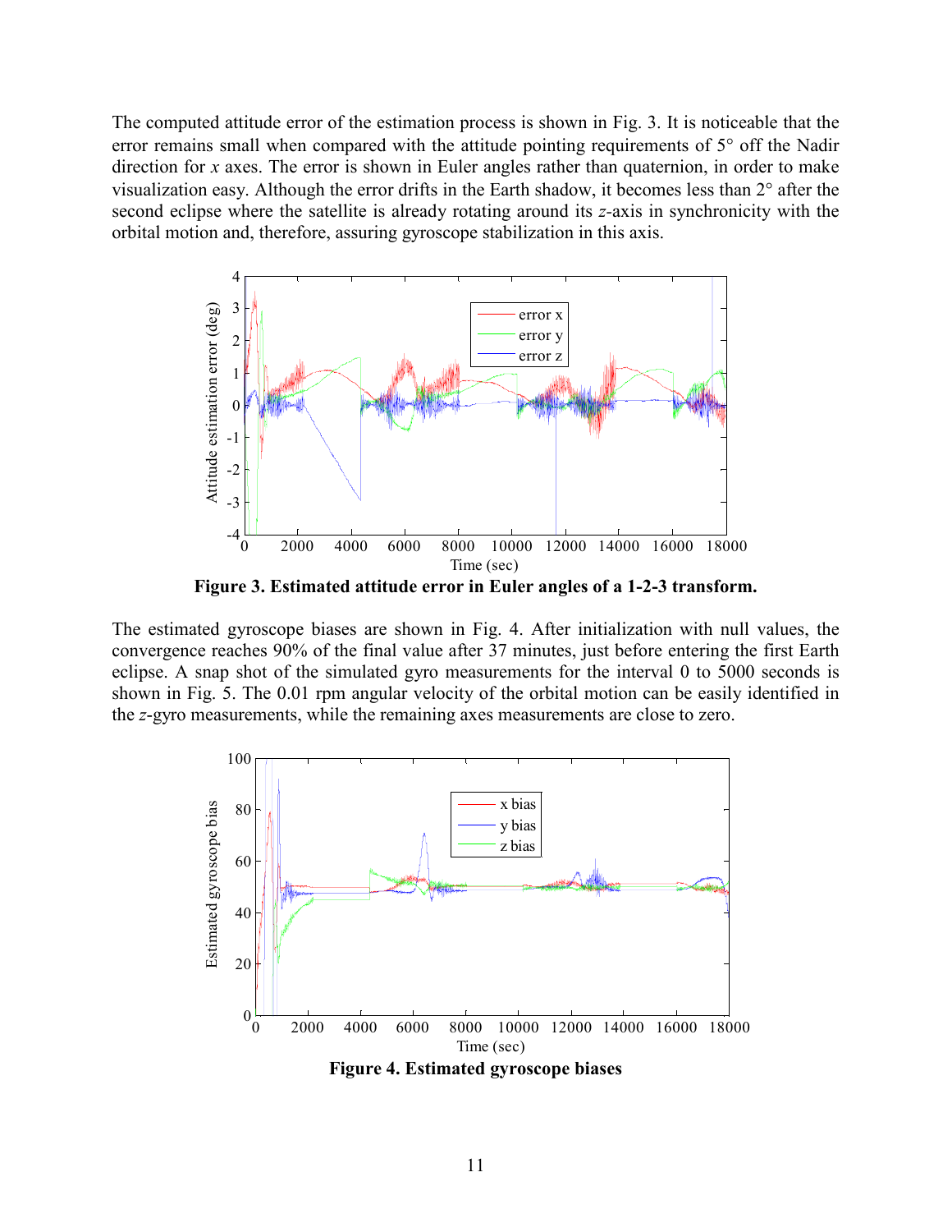The computed attitude error of the estimation process is shown in Fig. 3. It is noticeable that the error remains small when compared with the attitude pointing requirements of 5° off the Nadir direction for *x* axes. The error is shown in Euler angles rather than quaternion, in order to make visualization easy. Although the error drifts in the Earth shadow, it becomes less than 2° after the second eclipse where the satellite is already rotating around its *z*-axis in synchronicity with the orbital motion and, therefore, assuring gyroscope stabilization in this axis.

**Figure 3. Estimated attitude error in Euler angles of a 1-2-3 transform.**

The estimated gyroscope biases are shown in Fig. 4. After initialization with null values, the convergence reaches 90% of the final value after 37 minutes, just before entering the first Earth eclipse. A snap shot of the simulated gyro measurements for the interval 0 to 5000 seconds is shown in Fig. 5. The 0.01 rpm angular velocity of the orbital motion can be easily identified in the *z*-gyro measurements, while the remaining axes measurements are close to zero.

**Figure 4. Estimated gyroscope biases**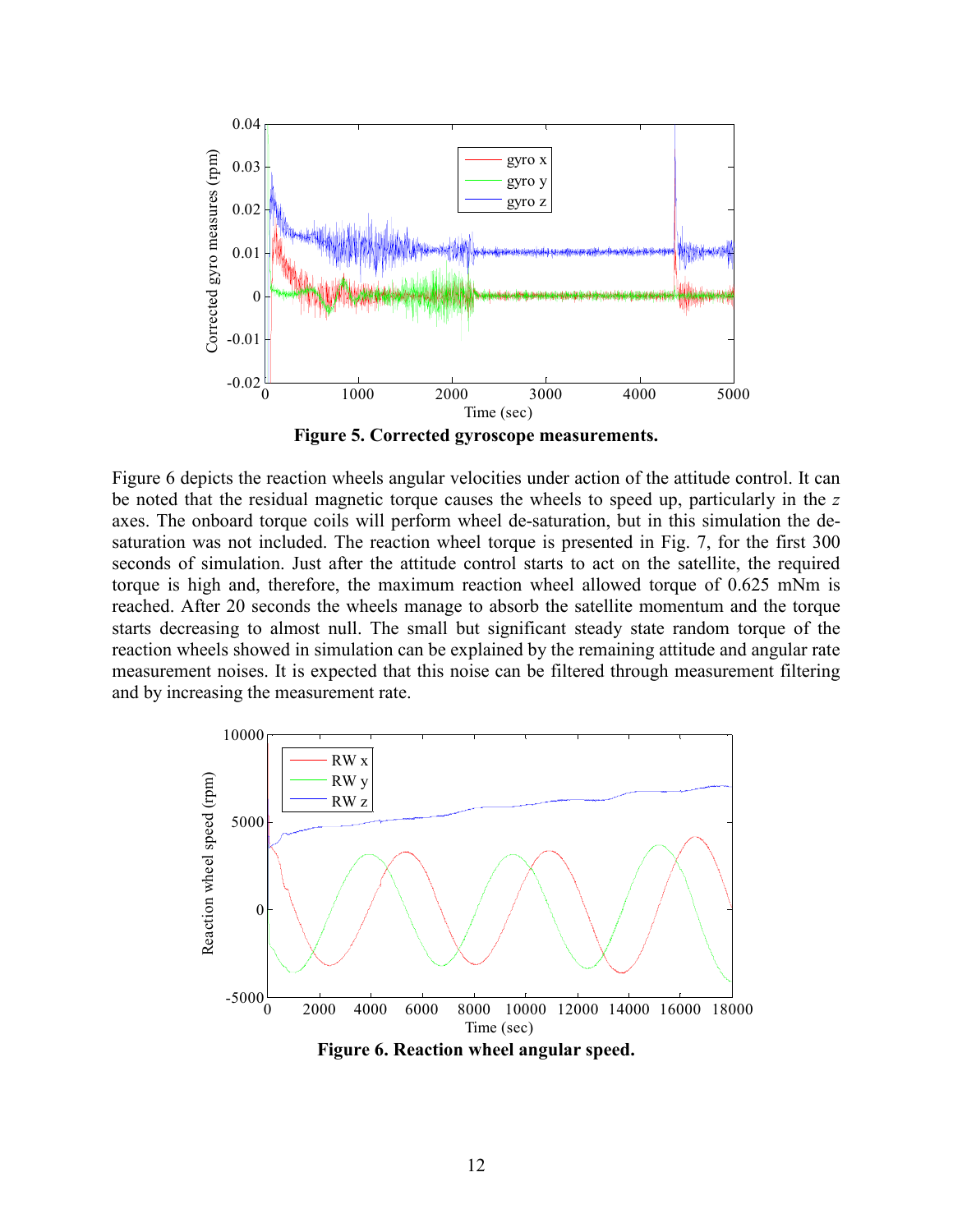**Figure 5. Corrected gyroscope measurements.**

Figure 6 depicts the reaction wheels angular velocities under action of the attitude control. It can be noted that the residual magnetic torque causes the wheels to speed up, particularly in the *z* axes. The onboard torque coils will perform wheel de-saturation, but in this simulation the de-saturation was not included. The reaction wheel torque is presented in Fig. 7, for the first 300 seconds of simulation. Just after the attitude control starts to act on the satellite, the required torque is high and, therefore, the maximum reaction wheel allowed torque of 0.625 mNm is reached. After 20 seconds the wheels manage to absorb the satellite momentum and the torque starts decreasing to almost null. The small but significant steady state random torque of the reaction wheels showed in simulation can be explained by the remaining attitude and angular rate measurement noises. It is expected that this noise can be filtered through measurement filtering and by increasing the measurement rate.

**Figure 6. Reaction wheel angular speed.**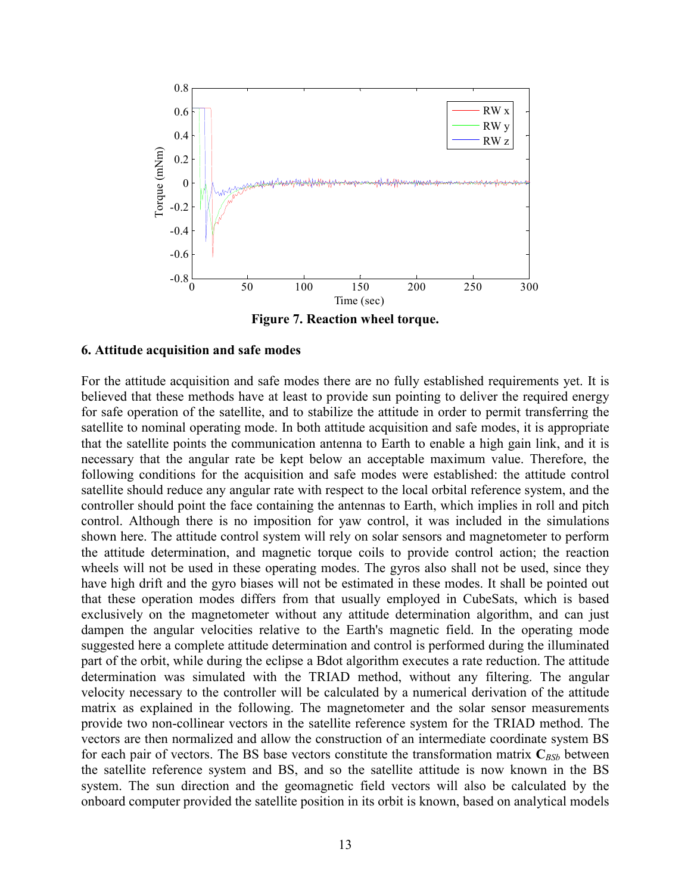Figure 7. Reaction wheel torque.

## 6. Attitude acquisition and safe modes

For the attitude acquisition and safe modes there are no fully established requirements yet. It is believed that these methods have at least to provide sun pointing to deliver the required energy for safe operation of the satellite, and to stabilize the attitude in order to permit transferring the satellite to nominal operating mode. In both attitude acquisition and safe modes, it is appropriate that the satellite points the communication antenna to Earth to enable a high gain link, and it is necessary that the angular rate be kept below an acceptable maximum value. Therefore, the following conditions for the acquisition and safe modes were established: the attitude control satellite should reduce any angular rate with respect to the local orbital reference system, and the controller should point the face containing the antennas to Earth, which implies in roll and pitch control. Although there is no imposition for yaw control, it was included in the simulations shown here. The attitude control system will rely on solar sensors and magnetometer to perform the attitude determination, and magnetic torque coils to provide control action; the reaction wheels will not be used in these operating modes. The gyros also shall not be used, since they have high drift and the gyro biases will not be estimated in these modes. It shall be pointed out that these operation modes differs from that usually employed in CubeSats, which is based exclusively on the magnetometer without any attitude determination algorithm, and can just dampen the angular velocities relative to the Earth's magnetic field. In the operating mode suggested here a complete attitude determination and control is performed during the illuminated part of the orbit, while during the eclipse a Bdot algorithm executes a rate reduction. The attitude determination was simulated with the TRIAD method, without any filtering. The angular velocity necessary to the controller will be calculated by a numerical derivation of the attitude matrix as explained in the following. The magnetometer and the solar sensor measurements provide two non-collinear vectors in the satellite reference system for the TRIAD method. The vectors are then normalized and allow the construction of an intermediate coordinate system BS for each pair of vectors. The BS base vectors constitute the transformation matrix $\mathbf{C}_{BSb}$ between the satellite reference system and BS, and so the satellite attitude is now known in the BS system. The sun direction and the geomagnetic field vectors will also be calculated by the onboard computer provided the satellite position in its orbit is known, based on analytical models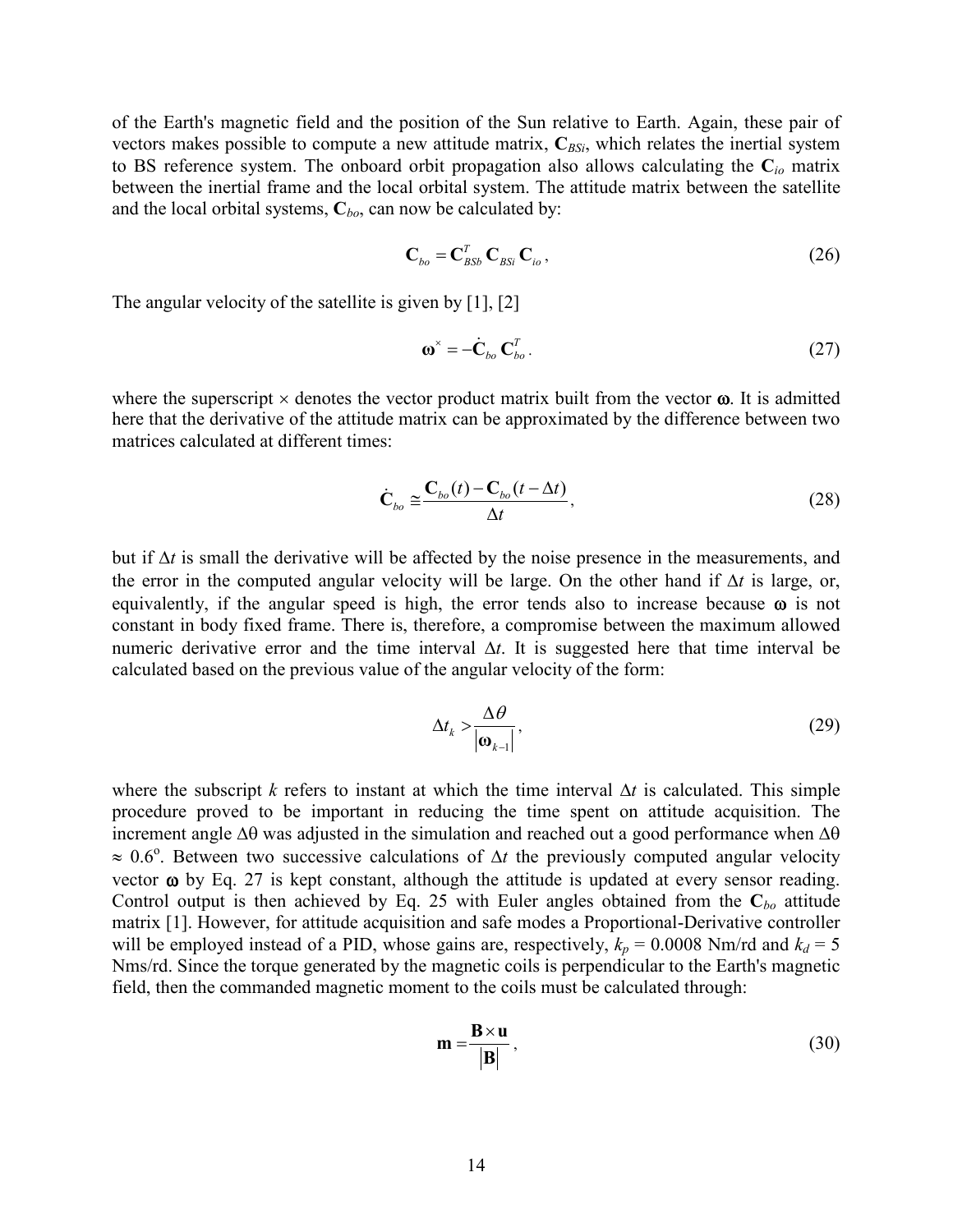of the Earth's magnetic field and the position of the Sun relative to Earth. Again, these pair of vectors makes possible to compute a new attitude matrix, $\mathbf{C}_{BSi}$, which relates the inertial system to BS reference system. The onboard orbit propagation also allows calculating the $\mathbf{C}_{io}$ matrix between the inertial frame and the local orbital system. The attitude matrix between the satellite and the local orbital systems, $\mathbf{C}_{bo}$, can now be calculated by:

$$\mathbf{C}_{bo} = \mathbf{C}_{BSb}^{T}\, \mathbf{C}_{BSi}\, \mathbf{C}_{io}\,, \tag{26}$$

The angular velocity of the satellite is given by [1], [2]

$$\boldsymbol{\omega}^{\times} = -\dot{\mathbf{C}}_{bo}\, \mathbf{C}_{bo}^{T}\,. \tag{27}$$

where the superscript $\times$ denotes the vector product matrix built from the vector $\boldsymbol{\omega}$. It is admitted here that the derivative of the attitude matrix can be approximated by the difference between two matrices calculated at different times:

$$\dot{\mathbf{C}}_{bo} \cong \frac{\mathbf{C}_{bo}(t) - \mathbf{C}_{bo}(t - \Delta t)}{\Delta t}\,, \tag{28}$$

but if $\Delta t$ is small the derivative will be affected by the noise presence in the measurements, and the error in the computed angular velocity will be large. On the other hand if $\Delta t$ is large, or, equivalently, if the angular speed is high, the error tends also to increase because $\boldsymbol{\omega}$ is not constant in body fixed frame. There is, therefore, a compromise between the maximum allowed numeric derivative error and the time interval $\Delta t$. It is suggested here that time interval be calculated based on the previous value of the angular velocity of the form:

$$\Delta t_k > \frac{\Delta\theta}{\left|\boldsymbol{\omega}_{k-1}\right|}\,, \tag{29}$$

where the subscript $k$ refers to instant at which the time interval $\Delta t$ is calculated. This simple procedure proved to be important in reducing the time spent on attitude acquisition. The increment angle $\Delta\theta$ was adjusted in the simulation and reached out a good performance when $\Delta\theta \approx 0.6^{\circ}$. Between two successive calculations of $\Delta t$ the previously computed angular velocity vector $\boldsymbol{\omega}$ by Eq. 27 is kept constant, although the attitude is updated at every sensor reading. Control output is then achieved by Eq. 25 with Euler angles obtained from the $\mathbf{C}_{bo}$ attitude matrix [1]. However, for attitude acquisition and safe modes a Proportional-Derivative controller will be employed instead of a PID, whose gains are, respectively, $k_p = 0.0008$ Nm/rd and $k_d = 5$ Nms/rd. Since the torque generated by the magnetic coils is perpendicular to the Earth's magnetic field, then the commanded magnetic moment to the coils must be calculated through:

$$\mathbf{m} = \frac{\mathbf{B} \times \mathbf{u}}{\left|\mathbf{B}\right|}\,, \tag{30}$$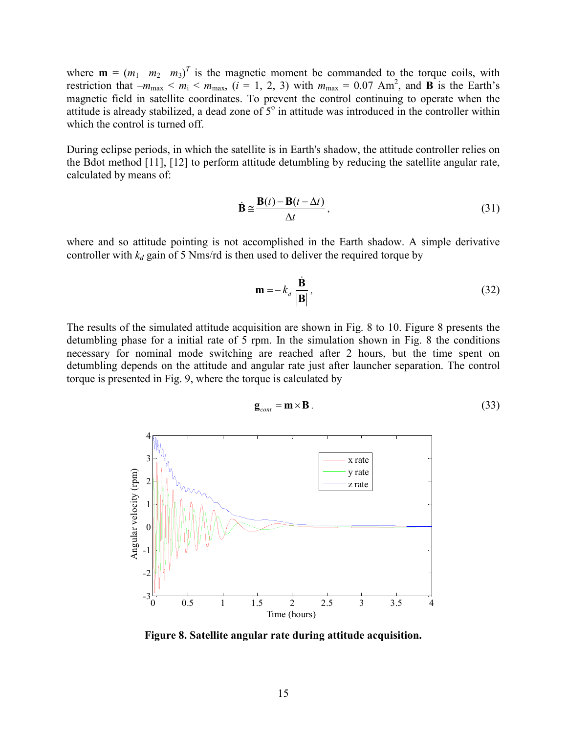where $\mathbf{m} = (m_1 \quad m_2 \quad m_3)^T$ is the magnetic moment be commanded to the torque coils, with restriction that $-m_{\max} < m_i < m_{\max}$, ($i$ = 1, 2, 3) with $m_{\max}$ = 0.07 Am$^2$, and $\mathbf{B}$ is the Earth's magnetic field in satellite coordinates. To prevent the control continuing to operate when the attitude is already stabilized, a dead zone of 5$^{\text{o}}$ in attitude was introduced in the controller within which the control is turned off.

During eclipse periods, in which the satellite is in Earth's shadow, the attitude controller relies on the Bdot method [11], [12] to perform attitude detumbling by reducing the satellite angular rate, calculated by means of:

$$\dot{\mathbf{B}} \cong \frac{\mathbf{B}(t) - \mathbf{B}(t - \Delta t)}{\Delta t}, \tag{31}$$

where and so attitude pointing is not accomplished in the Earth shadow. A simple derivative controller with $k_d$ gain of 5 Nms/rd is then used to deliver the required torque by

$$\mathbf{m} = -k_d \frac{\dot{\mathbf{B}}}{|\mathbf{B}|}, \tag{32}$$

The results of the simulated attitude acquisition are shown in Fig. 8 to 10. Figure 8 presents the detumbling phase for a initial rate of 5 rpm. In the simulation shown in Fig. 8 the conditions necessary for nominal mode switching are reached after 2 hours, but the time spent on detumbling depends on the attitude and angular rate just after launcher separation. The control torque is presented in Fig. 9, where the torque is calculated by

$$\mathbf{g}_{cont} = \mathbf{m} \times \mathbf{B}. \tag{33}$$

**Figure 8. Satellite angular rate during attitude acquisition.**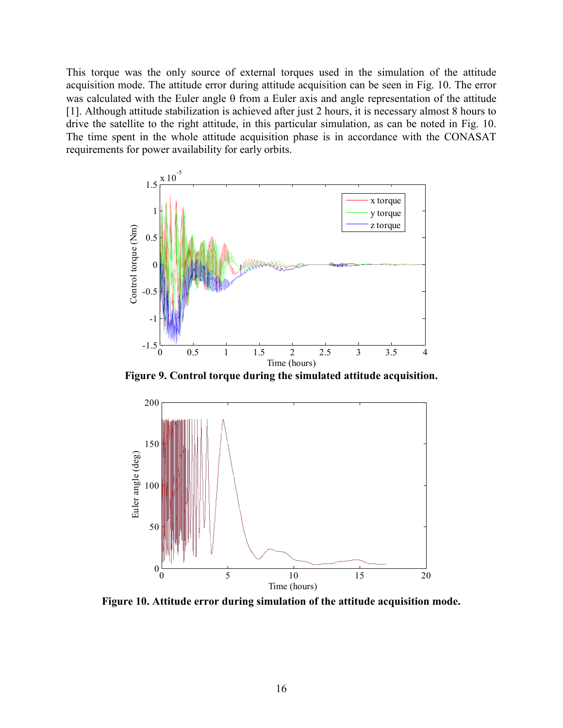This torque was the only source of external torques used in the simulation of the attitude acquisition mode. The attitude error during attitude acquisition can be seen in Fig. 10. The error was calculated with the Euler angle θ from a Euler axis and angle representation of the attitude [1]. Although attitude stabilization is achieved after just 2 hours, it is necessary almost 8 hours to drive the satellite to the right attitude, in this particular simulation, as can be noted in Fig. 10. The time spent in the whole attitude acquisition phase is in accordance with the CONASAT requirements for power availability for early orbits.

**Figure 9. Control torque during the simulated attitude acquisition.**

**Figure 10. Attitude error during simulation of the attitude acquisition mode.**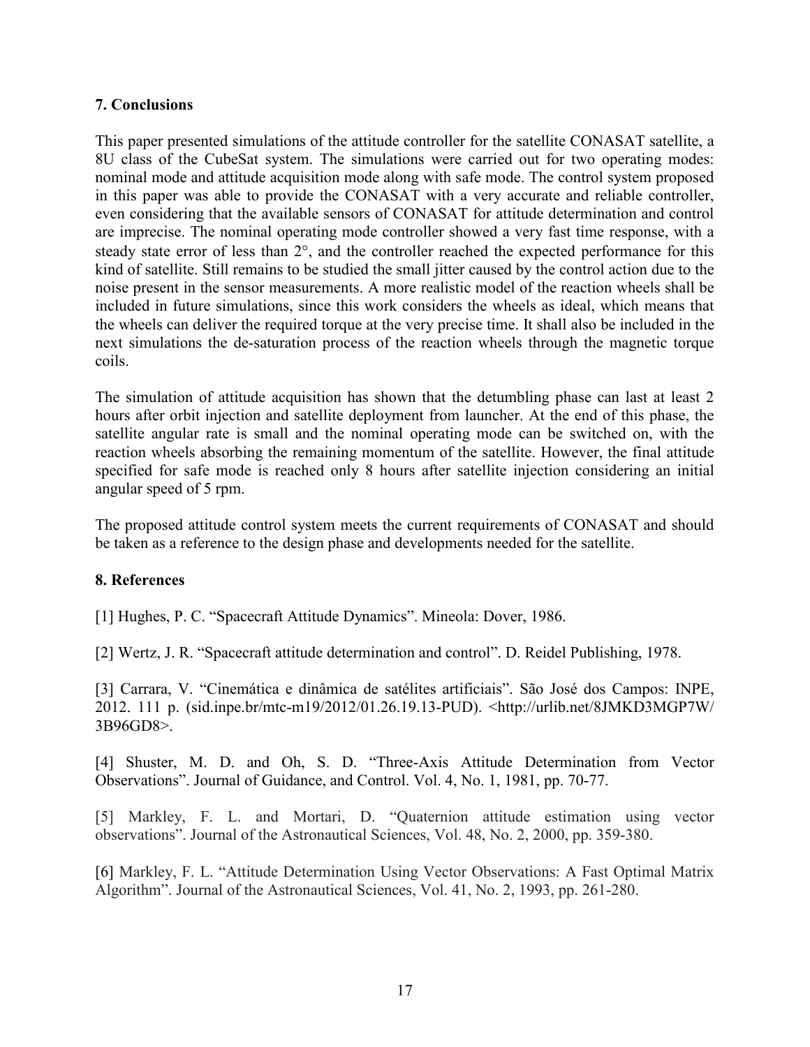## 7. Conclusions

This paper presented simulations of the attitude controller for the satellite CONASAT satellite, a 8U class of the CubeSat system. The simulations were carried out for two operating modes: nominal mode and attitude acquisition mode along with safe mode. The control system proposed in this paper was able to provide the CONASAT with a very accurate and reliable controller, even considering that the available sensors of CONASAT for attitude determination and control are imprecise. The nominal operating mode controller showed a very fast time response, with a steady state error of less than 2°, and the controller reached the expected performance for this kind of satellite. Still remains to be studied the small jitter caused by the control action due to the noise present in the sensor measurements. A more realistic model of the reaction wheels shall be included in future simulations, since this work considers the wheels as ideal, which means that the wheels can deliver the required torque at the very precise time. It shall also be included in the next simulations the de-saturation process of the reaction wheels through the magnetic torque coils.

The simulation of attitude acquisition has shown that the detumbling phase can last at least 2 hours after orbit injection and satellite deployment from launcher. At the end of this phase, the satellite angular rate is small and the nominal operating mode can be switched on, with the reaction wheels absorbing the remaining momentum of the satellite. However, the final attitude specified for safe mode is reached only 8 hours after satellite injection considering an initial angular speed of 5 rpm.

The proposed attitude control system meets the current requirements of CONASAT and should be taken as a reference to the design phase and developments needed for the satellite.

## 8. References

[1] Hughes, P. C. "Spacecraft Attitude Dynamics". Mineola: Dover, 1986.

[2] Wertz, J. R. "Spacecraft attitude determination and control". D. Reidel Publishing, 1978.

[3] Carrara, V. "Cinemática e dinâmica de satélites artificiais". São José dos Campos: INPE, 2012. 111 p. (sid.inpe.br/mtc-m19/2012/01.26.19.13-PUD). <http://urlib.net/8JMKD3MGP7W/3B96GD8>.

[4] Shuster, M. D. and Oh, S. D. "Three-Axis Attitude Determination from Vector Observations". Journal of Guidance, and Control. Vol. 4, No. 1, 1981, pp. 70-77.

[5] Markley, F. L. and Mortari, D. "Quaternion attitude estimation using vector observations". Journal of the Astronautical Sciences, Vol. 48, No. 2, 2000, pp. 359-380.

[6] Markley, F. L. "Attitude Determination Using Vector Observations: A Fast Optimal Matrix Algorithm". Journal of the Astronautical Sciences, Vol. 41, No. 2, 1993, pp. 261-280.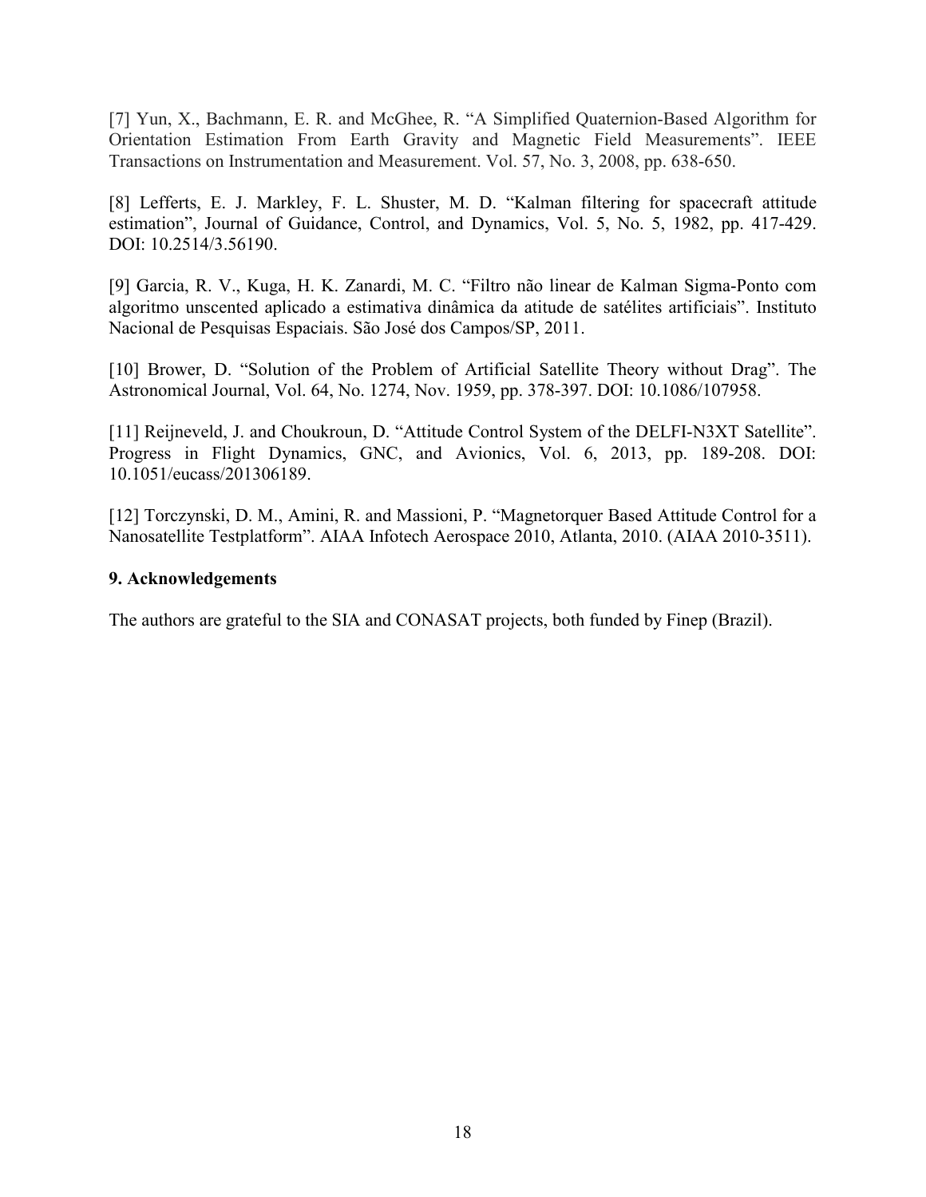[7] Yun, X., Bachmann, E. R. and McGhee, R. "A Simplified Quaternion-Based Algorithm for Orientation Estimation From Earth Gravity and Magnetic Field Measurements". IEEE Transactions on Instrumentation and Measurement. Vol. 57, No. 3, 2008, pp. 638-650.

[8] Lefferts, E. J. Markley, F. L. Shuster, M. D. "Kalman filtering for spacecraft attitude estimation", Journal of Guidance, Control, and Dynamics, Vol. 5, No. 5, 1982, pp. 417-429. DOI: 10.2514/3.56190.

[9] Garcia, R. V., Kuga, H. K. Zanardi, M. C. "Filtro não linear de Kalman Sigma-Ponto com algoritmo unscented aplicado a estimativa dinâmica da atitude de satélites artificiais". Instituto Nacional de Pesquisas Espaciais. São José dos Campos/SP, 2011.

[10] Brower, D. "Solution of the Problem of Artificial Satellite Theory without Drag". The Astronomical Journal, Vol. 64, No. 1274, Nov. 1959, pp. 378-397. DOI: 10.1086/107958.

[11] Reijneveld, J. and Choukroun, D. "Attitude Control System of the DELFI-N3XT Satellite". Progress in Flight Dynamics, GNC, and Avionics, Vol. 6, 2013, pp. 189-208. DOI: 10.1051/eucass/201306189.

[12] Torczynski, D. M., Amini, R. and Massioni, P. "Magnetorquer Based Attitude Control for a Nanosatellite Testplatform". AIAA Infotech Aerospace 2010, Atlanta, 2010. (AIAA 2010-3511).

**9. Acknowledgements**

The authors are grateful to the SIA and CONASAT projects, both funded by Finep (Brazil).